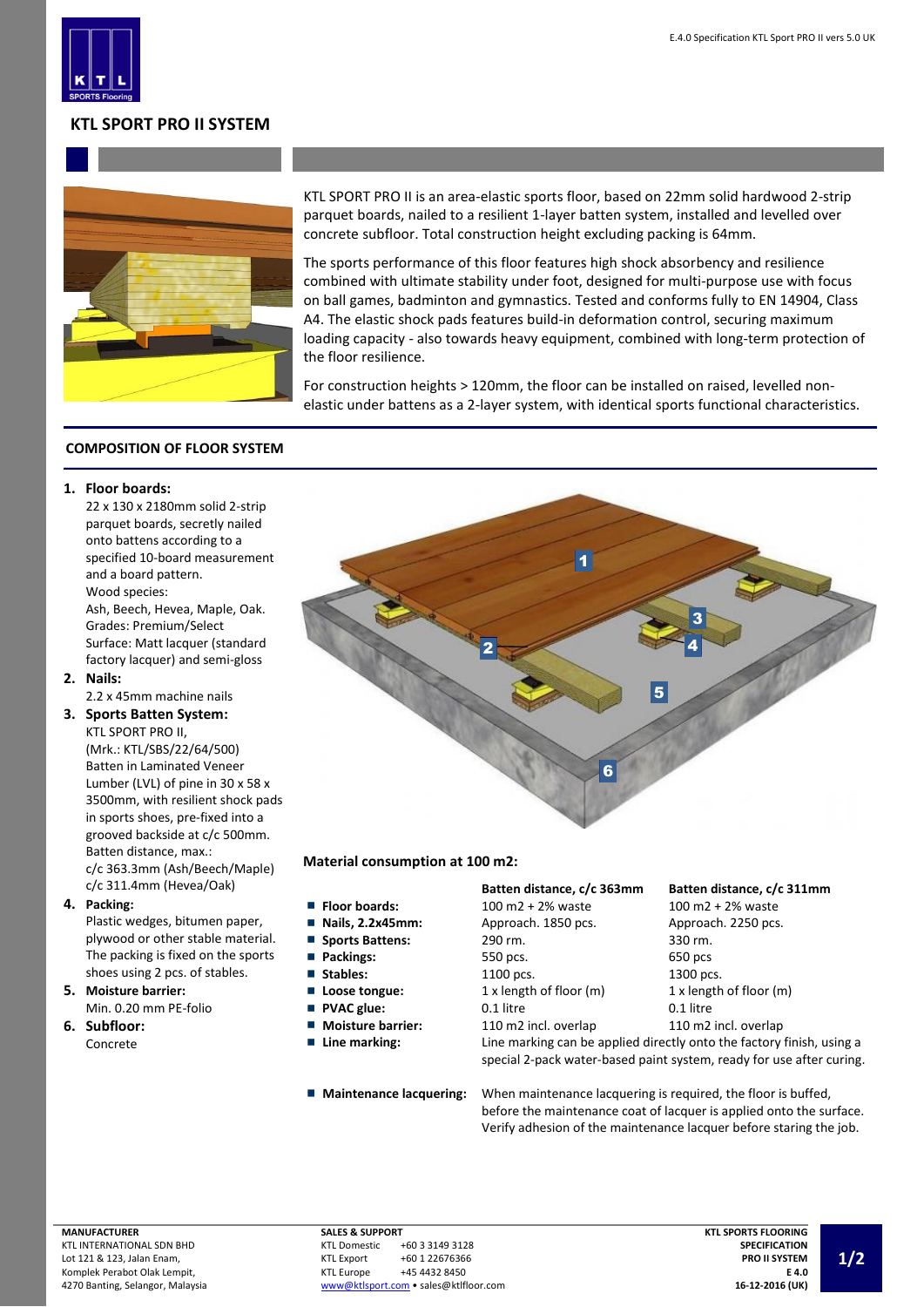# KTL SPORT PRO II SYSTEM

KTL SPORT PRO II is an area-elastic sports floor, based on 22mm solid hardwood 2-strip parquet boards, nailed to a resilient 1-layer batten system, installed and levelled over concrete subfloor. Total construction height excluding packing is 64mm.

The sports performance of this floor features high shock absorbency and resilience combined with ultimate stability under foot, designed for multi-purpose use with focus on ball games, badminton and gymnastics. Tested and conforms fully to EN 14904, Class A4. The elastic shock pads features build-in deformation control, securing maximum loading capacity - also towards heavy equipment, combined with long-term protection of the floor resilience.

For construction heights > 120mm, the floor can be installed on raised, levelled non-elastic under battens as a 2-layer system, with identical sports functional characteristics.

## COMPOSITION OF FLOOR SYSTEM

1. **Floor boards:**
   22 x 130 x 2180mm solid 2-strip parquet boards, secretly nailed onto battens according to a specified 10-board measurement and a board pattern.
   Wood species:
   Ash, Beech, Hevea, Maple, Oak.
   Grades: Premium/Select
   Surface: Matt lacquer (standard factory lacquer) and semi-gloss
2. **Nails:**
   2.2 x 45mm machine nails
3. **Sports Batten System:**
   KTL SPORT PRO II,
   (Mrk.: KTL/SBS/22/64/500)
   Batten in Laminated Veneer Lumber (LVL) of pine in 30 x 58 x 3500mm, with resilient shock pads in sports shoes, pre-fixed into a grooved backside at c/c 500mm.
   Batten distance, max.:
   c/c 363.3mm (Ash/Beech/Maple)
   c/c 311.4mm (Hevea/Oak)
4. **Packing:**
   Plastic wedges, bitumen paper, plywood or other stable material. The packing is fixed on the sports shoes using 2 pcs. of stables.
5. **Moisture barrier:**
   Min. 0.20 mm PE-folio
6. **Subfloor:**
   Concrete

### Material consumption at 100 m2:

| | Batten distance, c/c 363mm | Batten distance, c/c 311mm |
|---|---|---|
| **Floor boards:** | 100 m2 + 2% waste | 100 m2 + 2% waste |
| **Nails, 2.2x45mm:** | Approach. 1850 pcs. | Approach. 2250 pcs. |
| **Sports Battens:** | 290 rm. | 330 rm. |
| **Packings:** | 550 pcs. | 650 pcs |
| **Stables:** | 1100 pcs. | 1300 pcs. |
| **Loose tongue:** | 1 x length of floor (m) | 1 x length of floor (m) |
| **PVAC glue:** | 0.1 litre | 0.1 litre |
| **Moisture barrier:** | 110 m2 incl. overlap | 110 m2 incl. overlap |

- **Line marking:** Line marking can be applied directly onto the factory finish, using a special 2-pack water-based paint system, ready for use after curing.

- **Maintenance lacquering:** When maintenance lacquering is required, the floor is buffed, before the maintenance coat of lacquer is applied onto the surface. Verify adhesion of the maintenance lacquer before staring the job.

**MANUFACTURER**
KTL INTERNATIONAL SDN BHD
Lot 121 & 123, Jalan Enam,
Komplek Perabot Olak Lempit,
4270 Banting, Selangor, Malaysia

**SALES & SUPPORT**
KTL Domestic +60 3 3149 3128
KTL Export +60 1 22676366
KTL Europe +45 4432 8450
www@ktlsport.com • sales@ktlfloor.com

**KTL SPORTS FLOORING**
**SPECIFICATION**
**PRO II SYSTEM**
**E 4.0**
**16-12-2016 (UK)**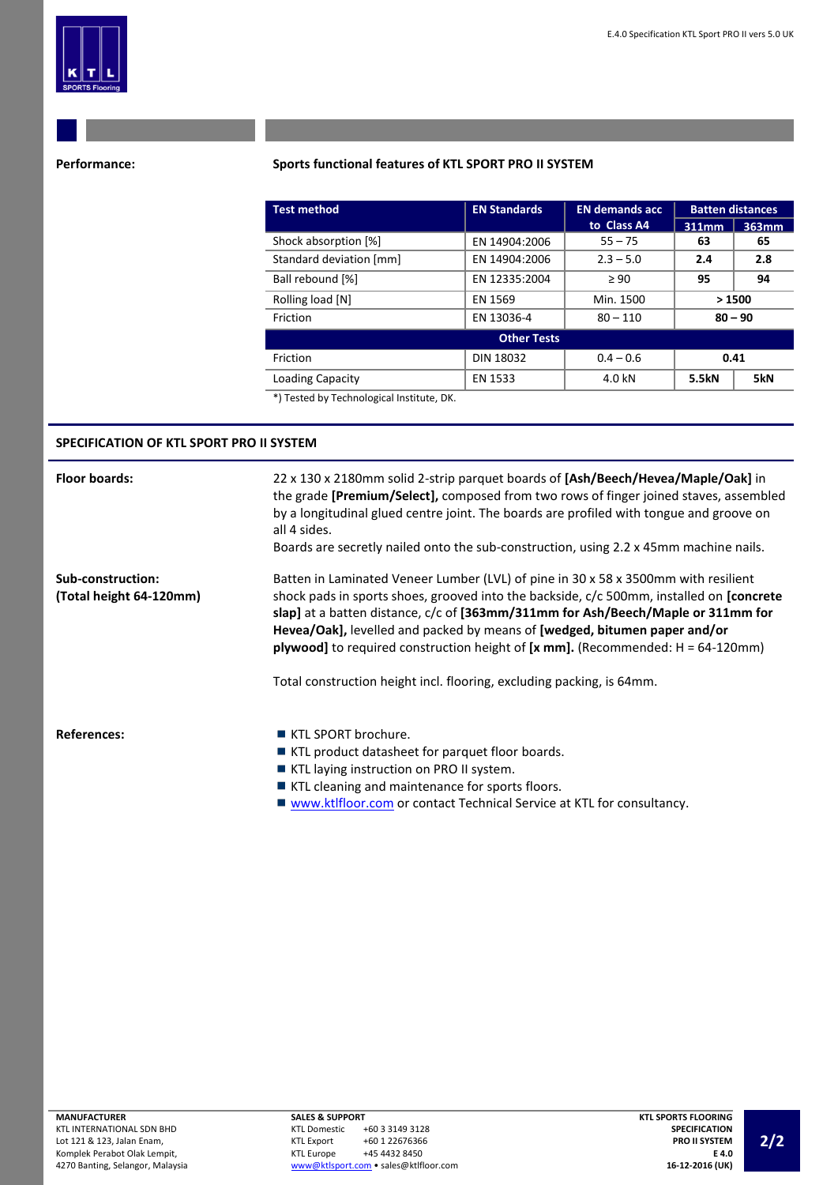**Performance:**

**Sports functional features of KTL SPORT PRO II SYSTEM**

| Test method | EN Standards | EN demands acc to Class A4 | Batten distances | |
|---|---|---|---|---|
| | | | 311mm | 363mm |
| Shock absorption [%] | EN 14904:2006 | 55 – 75 | **63** | **65** |
| Standard deviation [mm] | EN 14904:2006 | 2.3 – 5.0 | **2.4** | **2.8** |
| Ball rebound [%] | EN 12335:2004 | ≥ 90 | **95** | **94** |
| Rolling load [N] | EN 1569 | Min. 1500 | **> 1500** | |
| Friction | EN 13036-4 | 80 – 110 | **80 – 90** | |
| **Other Tests** | | | | |
| Friction | DIN 18032 | 0.4 – 0.6 | **0.41** | |
| Loading Capacity | EN 1533 | 4.0 kN | **5.5kN** | **5kN** |

*) Tested by Technological Institute, DK.

## SPECIFICATION OF KTL SPORT PRO II SYSTEM

**Floor boards:**

22 x 130 x 2180mm solid 2-strip parquet boards of **[Ash/Beech/Hevea/Maple/Oak]** in the grade **[Premium/Select],** composed from two rows of finger joined staves, assembled by a longitudinal glued centre joint. The boards are profiled with tongue and groove on all 4 sides.
Boards are secretly nailed onto the sub-construction, using 2.2 x 45mm machine nails.

**Sub-construction:**
**(Total height 64-120mm)**

Batten in Laminated Veneer Lumber (LVL) of pine in 30 x 58 x 3500mm with resilient shock pads in sports shoes, grooved into the backside, c/c 500mm, installed on **[concrete slap]** at a batten distance, c/c of **[363mm/311mm for Ash/Beech/Maple or 311mm for Hevea/Oak],** levelled and packed by means of **[wedged, bitumen paper and/or plywood]** to required construction height of **[x mm].** (Recommended: H = 64-120mm)

Total construction height incl. flooring, excluding packing, is 64mm.

**References:**

- KTL SPORT brochure.
- KTL product datasheet for parquet floor boards.
- KTL laying instruction on PRO II system.
- KTL cleaning and maintenance for sports floors.
- www.ktlfloor.com or contact Technical Service at KTL for consultancy.

**MANUFACTURER**
KTL INTERNATIONAL SDN BHD
Lot 121 & 123, Jalan Enam,
Komplek Perabot Olak Lempit,
4270 Banting, Selangor, Malaysia

**SALES & SUPPORT**
KTL Domestic +60 3 3149 3128
KTL Export +60 1 22676366
KTL Europe +45 4432 8450
www@ktlsport.com • sales@ktlfloor.com

**KTL SPORTS FLOORING**
**SPECIFICATION**
**PRO II SYSTEM**
**E 4.0**
**16-12-2016 (UK)**